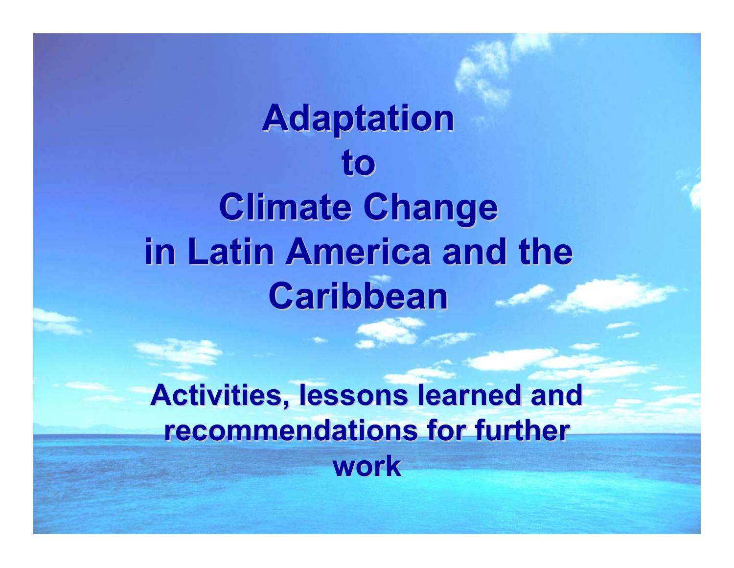# Adaptation to Climate Change in Latin America and the Caribbean

## Activities, lessons learned and recommendations for further work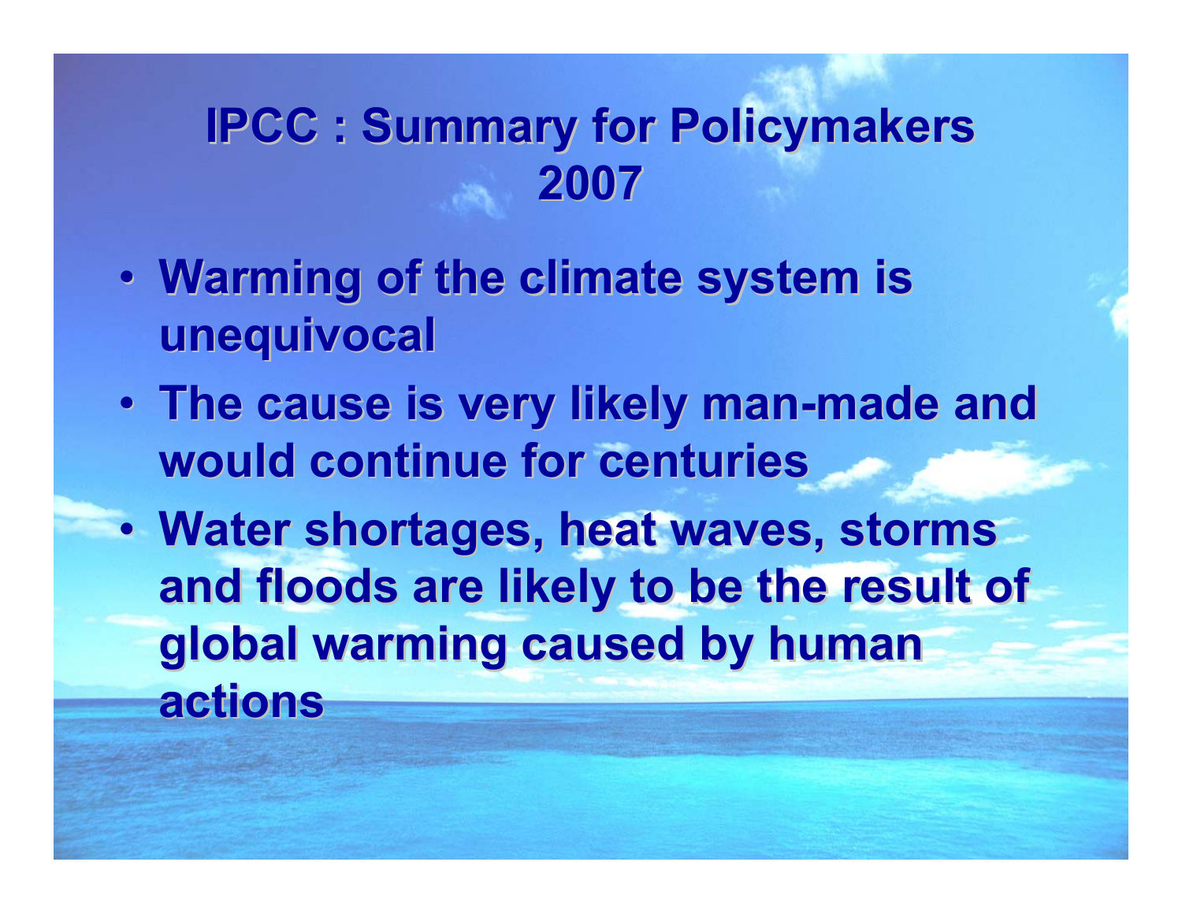# IPCC : Summary for Policymakers 2007

- Warming of the climate system is unequivocal
- The cause is very likely man-made and would continue for centuries
- Water shortages, heat waves, storms and floods are likely to be the result of global warming caused by human actions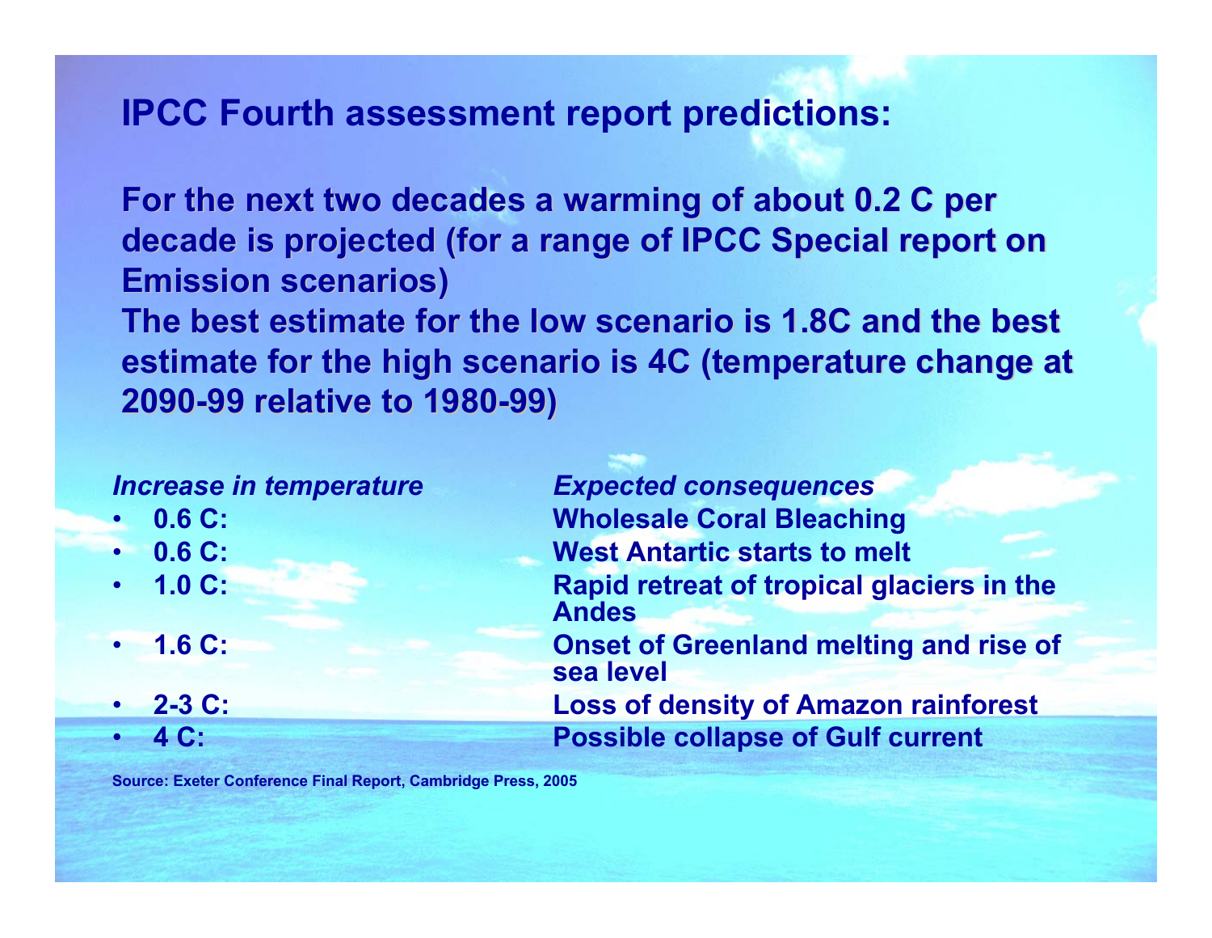## IPCC Fourth assessment report predictions:

**For the next two decades a warming of about 0.2 C per decade is projected (for a range of IPCC Special report on Emission scenarios)**
**The best estimate for the low scenario is 1.8C and the best estimate for the high scenario is 4C (temperature change at 2090-99 relative to 1980-99)**

| *Increase in temperature* | *Expected consequences* |
| --- | --- |
| **0.6 C:** | **Wholesale Coral Bleaching** |
| **0.6 C:** | **West Antartic starts to melt** |
| **1.0 C:** | **Rapid retreat of tropical glaciers in the Andes** |
| **1.6 C:** | **Onset of Greenland melting and rise of sea level** |
| **2-3 C:** | **Loss of density of Amazon rainforest** |
| **4 C:** | **Possible collapse of Gulf current** |

**Source: Exeter Conference Final Report, Cambridge Press, 2005**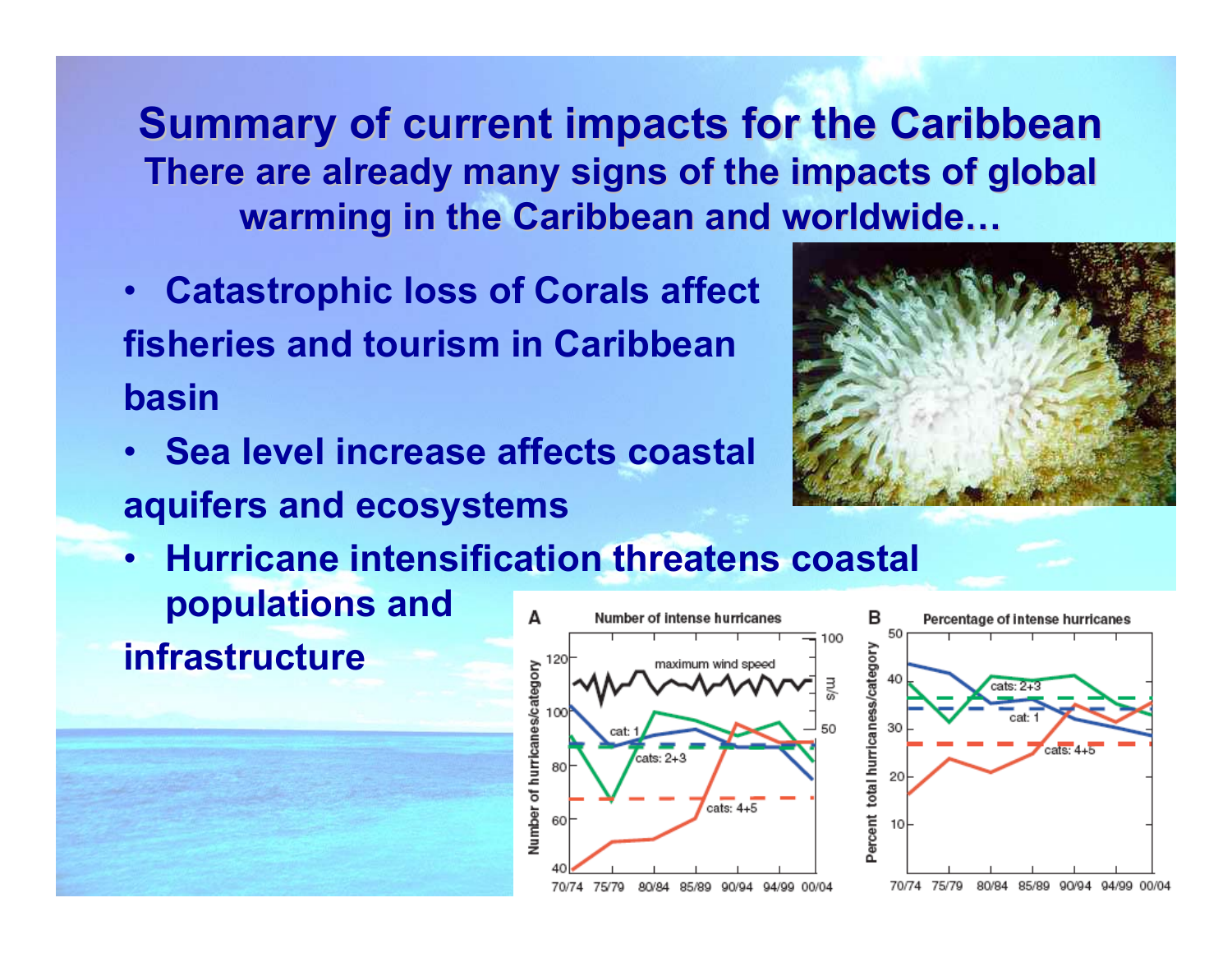# Summary of current impacts for the Caribbean

## There are already many signs of the impacts of global warming in the Caribbean and worldwide…

- **Catastrophic loss of Corals affect fisheries and tourism in Caribbean basin**
- **Sea level increase affects coastal aquifers and ecosystems**
- **Hurricane intensification threatens coastal populations and infrastructure**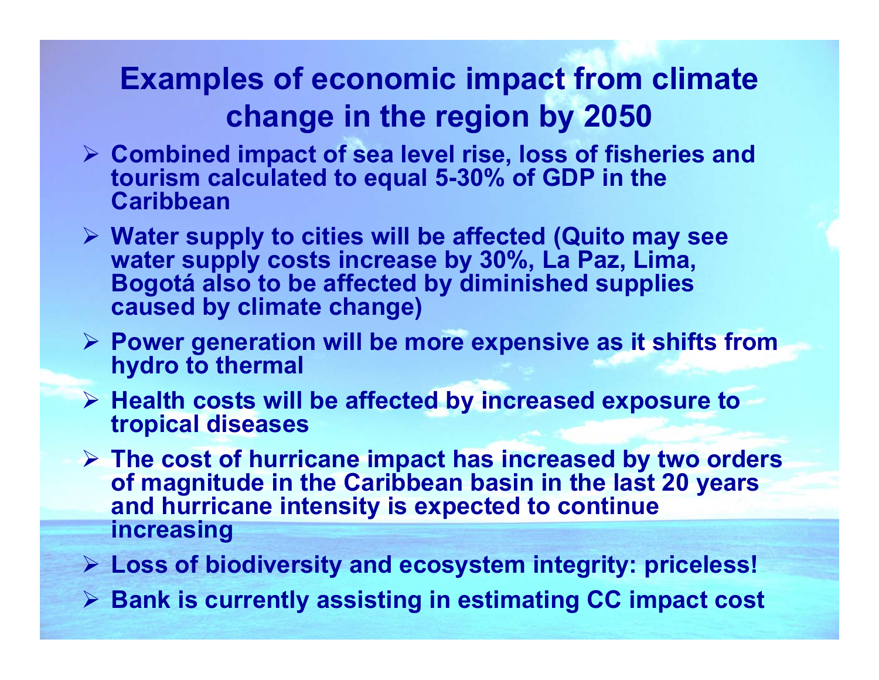# Examples of economic impact from climate change in the region by 2050

- Combined impact of sea level rise, loss of fisheries and tourism calculated to equal 5-30% of GDP in the Caribbean
- Water supply to cities will be affected (Quito may see water supply costs increase by 30%, La Paz, Lima, Bogotá also to be affected by diminished supplies caused by climate change)
- Power generation will be more expensive as it shifts from hydro to thermal
- Health costs will be affected by increased exposure to tropical diseases
- The cost of hurricane impact has increased by two orders of magnitude in the Caribbean basin in the last 20 years and hurricane intensity is expected to continue increasing
- Loss of biodiversity and ecosystem integrity: priceless!
- Bank is currently assisting in estimating CC impact cost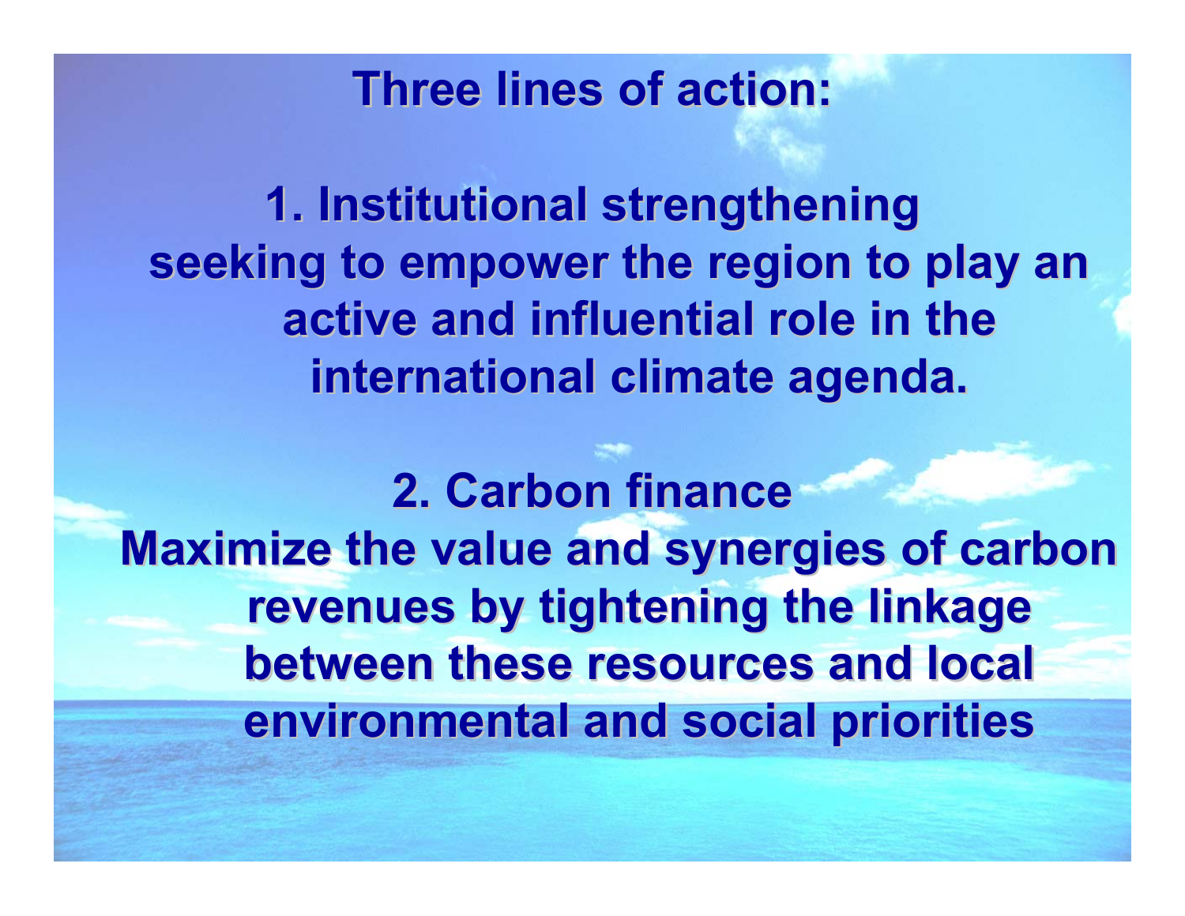# Three lines of action:

**1. Institutional strengthening**

**seeking to empower the region to play an active and influential role in the international climate agenda.**

**2. Carbon finance**

**Maximize the value and synergies of carbon revenues by tightening the linkage between these resources and local environmental and social priorities**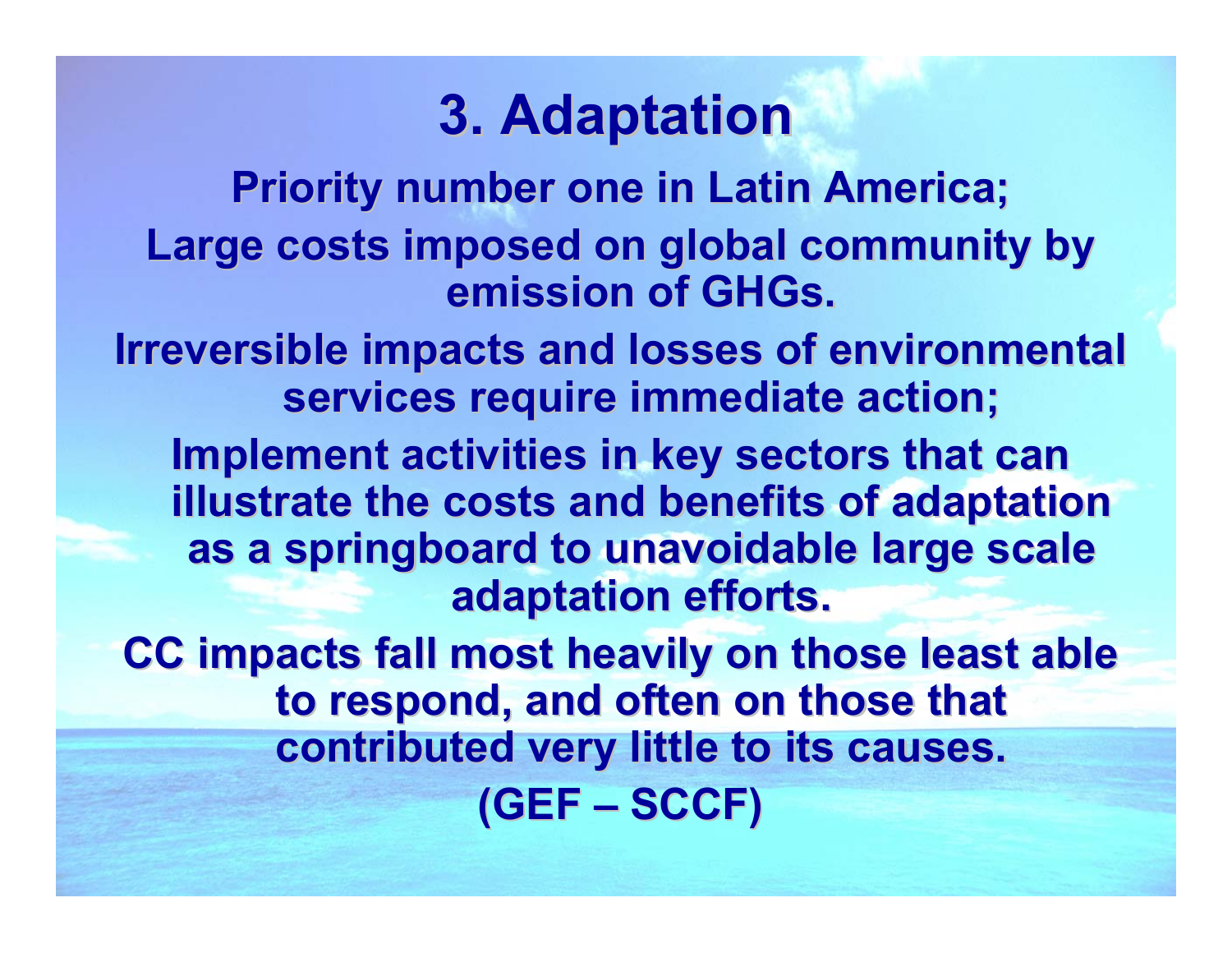# 3. Adaptation

**Priority number one in Latin America;**

**Large costs imposed on global community by emission of GHGs.**

**Irreversible impacts and losses of environmental services require immediate action;**

**Implement activities in key sectors that can illustrate the costs and benefits of adaptation as a springboard to unavoidable large scale adaptation efforts.**

**CC impacts fall most heavily on those least able to respond, and often on those that contributed very little to its causes.**

**(GEF – SCCF)**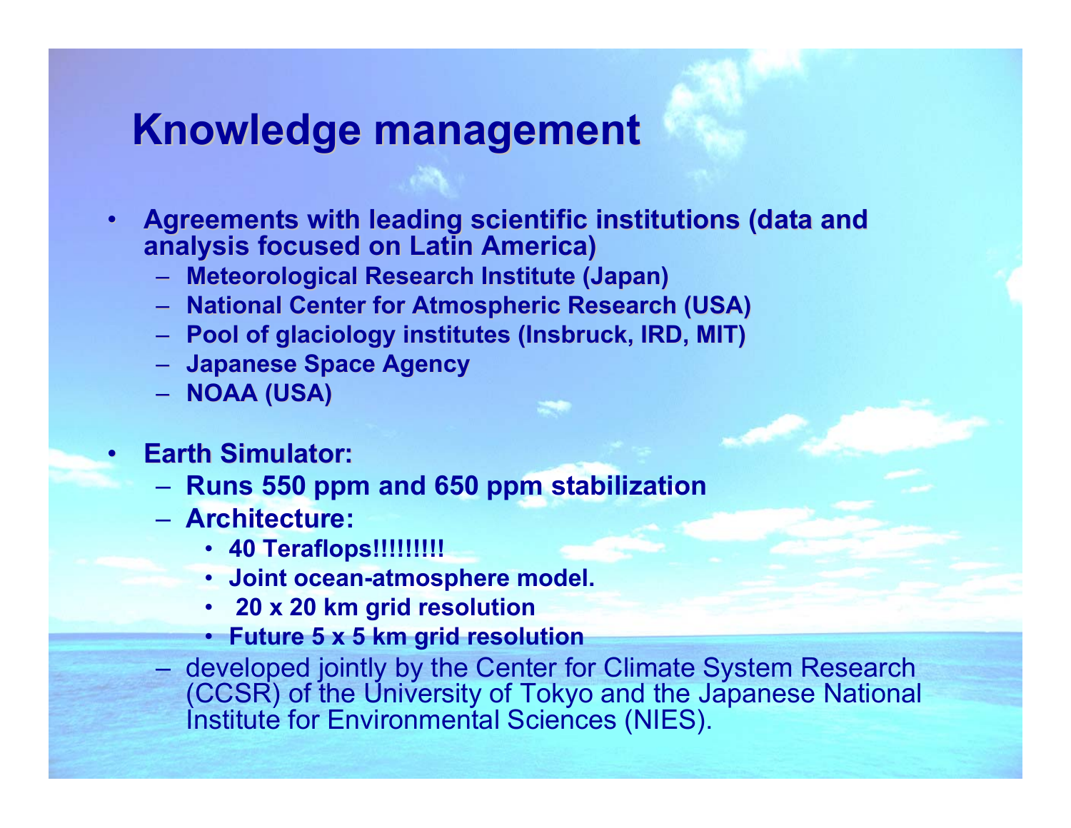# Knowledge management

- **Agreements with leading scientific institutions (data and analysis focused on Latin America)**
  - **Meteorological Research Institute (Japan)**
  - **National Center for Atmospheric Research (USA)**
  - **Pool of glaciology institutes (Insbruck, IRD, MIT)**
  - **Japanese Space Agency**
  - **NOAA (USA)**
- **Earth Simulator:**
  - **Runs 550 ppm and 650 ppm stabilization**
  - **Architecture:**
    - **40 Teraflops!!!!!!!!!**
    - **Joint ocean-atmosphere model.**
    - **20 x 20 km grid resolution**
    - **Future 5 x 5 km grid resolution**
  - developed jointly by the Center for Climate System Research (CCSR) of the University of Tokyo and the Japanese National Institute for Environmental Sciences (NIES).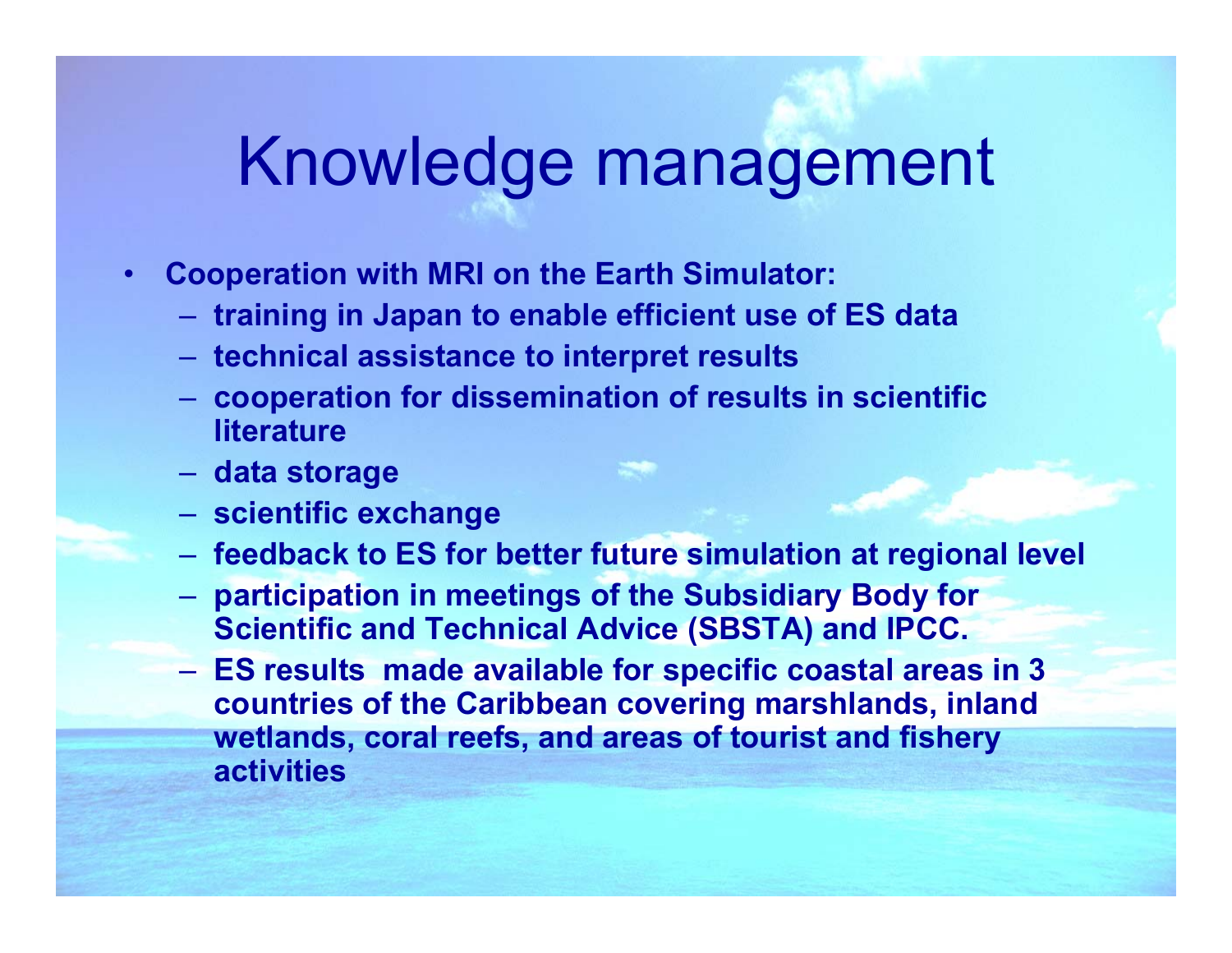# Knowledge management

- **Cooperation with MRI on the Earth Simulator:**
  - **training in Japan to enable efficient use of ES data**
  - **technical assistance to interpret results**
  - **cooperation for dissemination of results in scientific literature**
  - **data storage**
  - **scientific exchange**
  - **feedback to ES for better future simulation at regional level**
  - **participation in meetings of the Subsidiary Body for Scientific and Technical Advice (SBSTA) and IPCC.**
  - **ES results made available for specific coastal areas in 3 countries of the Caribbean covering marshlands, inland wetlands, coral reefs, and areas of tourist and fishery activities**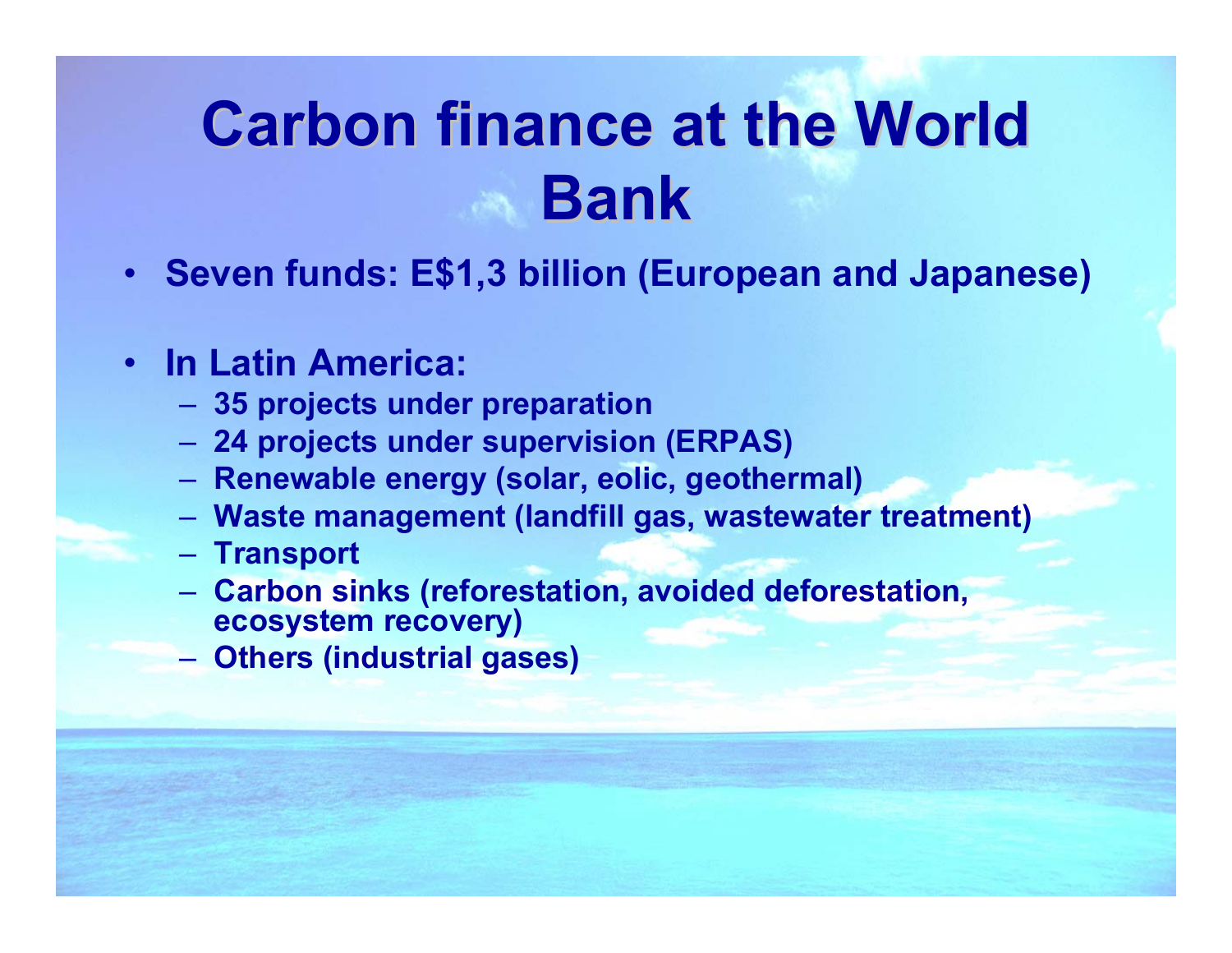# Carbon finance at the World Bank

- Seven funds: E$1,3 billion (European and Japanese)
- In Latin America:
  - 35 projects under preparation
  - 24 projects under supervision (ERPAS)
  - Renewable energy (solar, eolic, geothermal)
  - Waste management (landfill gas, wastewater treatment)
  - Transport
  - Carbon sinks (reforestation, avoided deforestation, ecosystem recovery)
  - Others (industrial gases)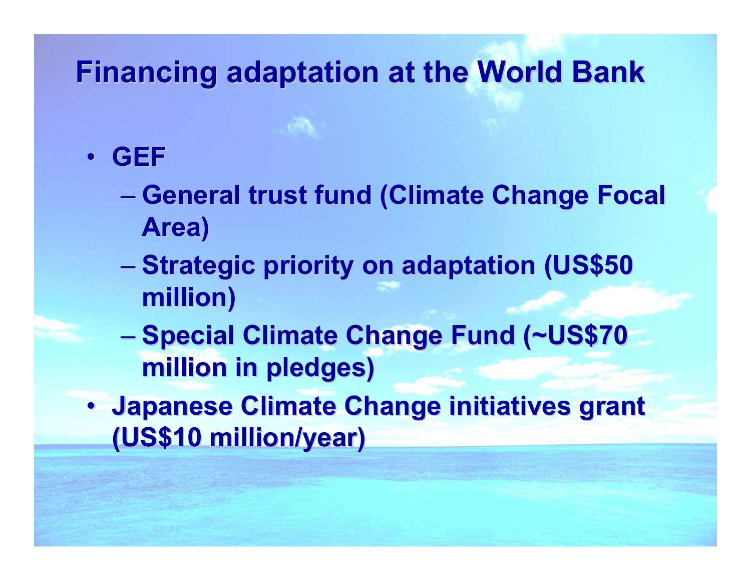# Financing adaptation at the World Bank

- GEF
  - General trust fund (Climate Change Focal Area)
  - Strategic priority on adaptation (US$50 million)
  - Special Climate Change Fund (~US$70 million in pledges)
- Japanese Climate Change initiatives grant (US$10 million/year)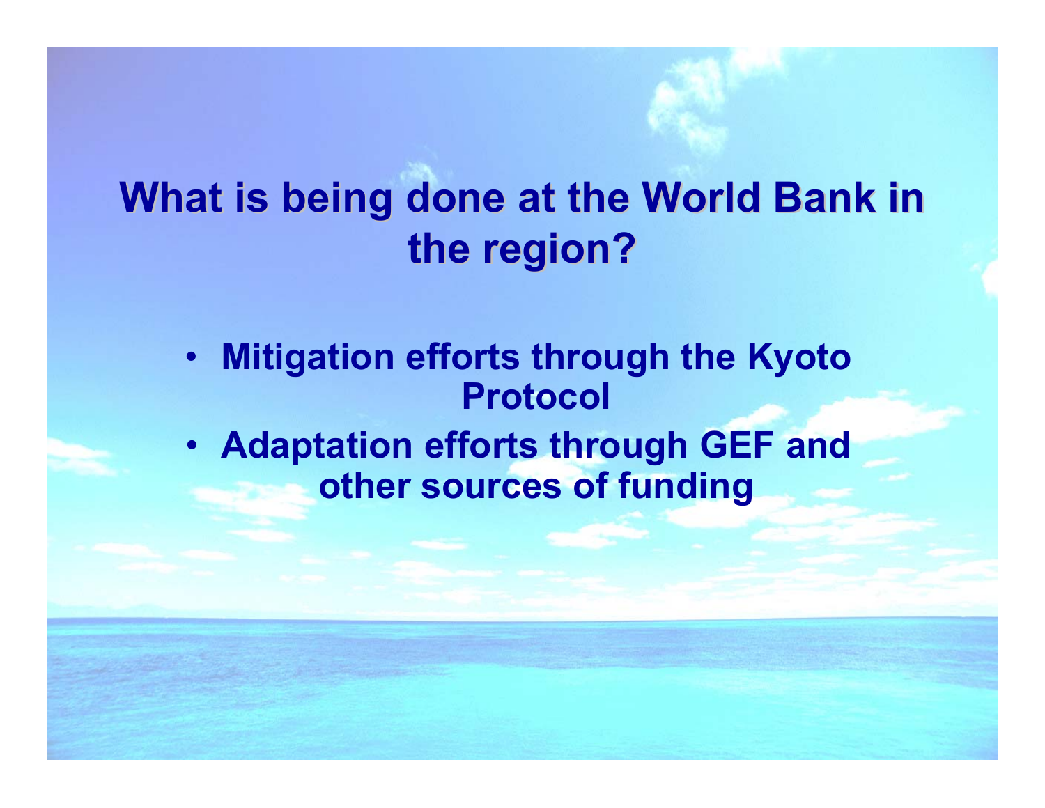# What is being done at the World Bank in the region?

- Mitigation efforts through the Kyoto Protocol
- Adaptation efforts through GEF and other sources of funding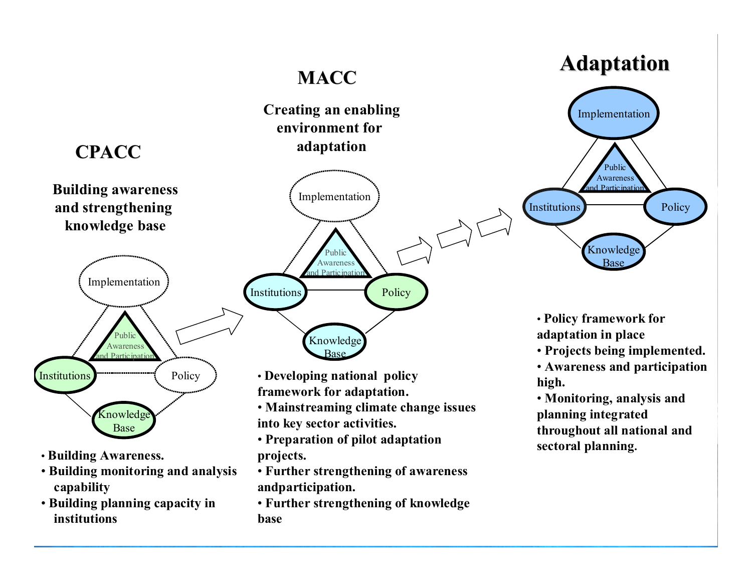## CPACC

**Building awareness and strengthening knowledge base**

Implementation

Public Awareness and Participation

Institutions

Policy

Knowledge Base

- **Building Awareness.**
- **Building monitoring and analysis capability**
- **Building planning capacity in institutions**

## MACC

**Creating an enabling environment for adaptation**

Implementation

Public Awareness and Participation

Institutions

Policy

Knowledge Base

- **Developing national policy framework for adaptation.**
- **Mainstreaming climate change issues into key sector activities.**
- **Preparation of pilot adaptation projects.**
- **Further strengthening of awareness andparticipation.**
- **Further strengthening of knowledge base**

## Adaptation

Implementation

Public Awareness and Participation

Institutions

Policy

Knowledge Base

- **Policy framework for adaptation in place**
- **Projects being implemented.**
- **Awareness and participation high.**
- **Monitoring, analysis and planning integrated throughout all national and sectoral planning.**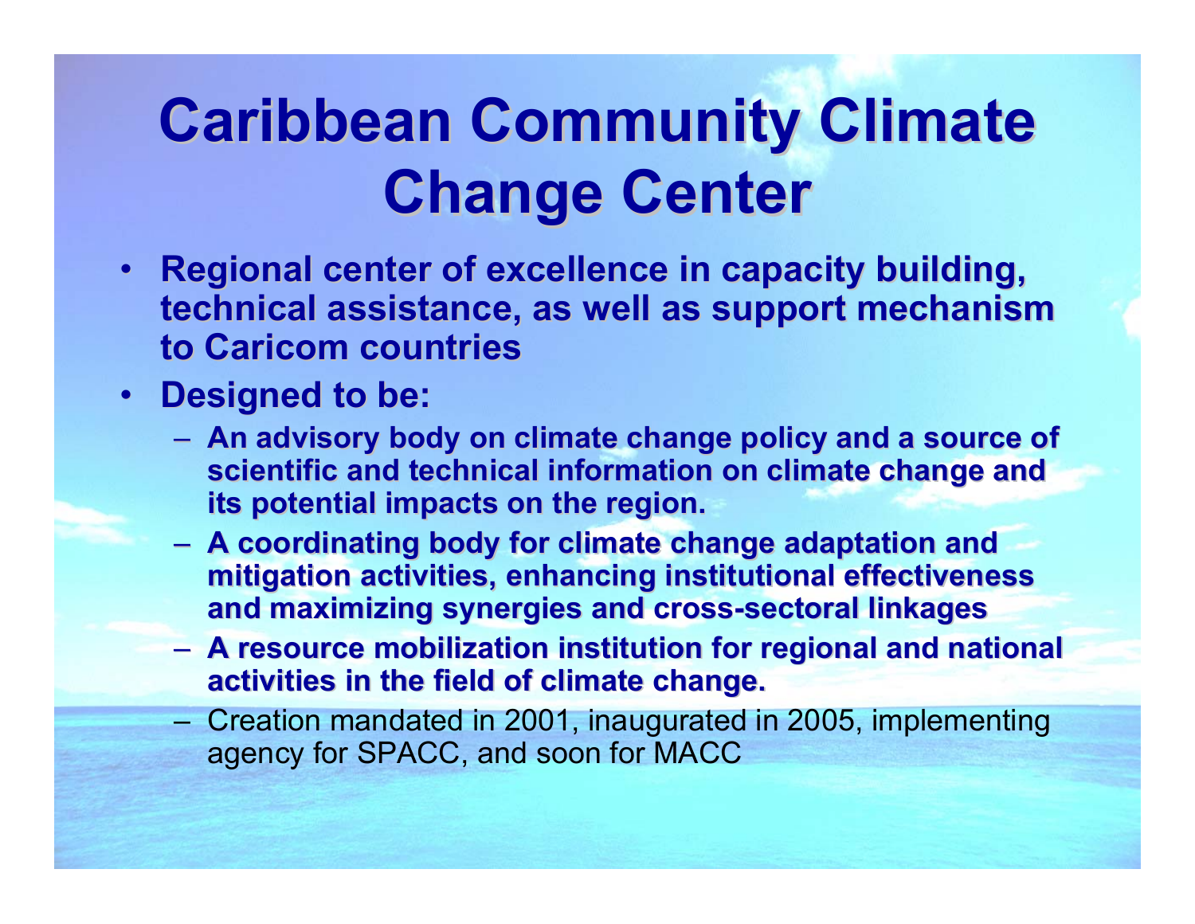# Caribbean Community Climate Change Center

- **Regional center of excellence in capacity building, technical assistance, as well as support mechanism to Caricom countries**
- **Designed to be:**
  - **An advisory body on climate change policy and a source of scientific and technical information on climate change and its potential impacts on the region.**
  - **A coordinating body for climate change adaptation and mitigation activities, enhancing institutional effectiveness and maximizing synergies and cross-sectoral linkages**
  - **A resource mobilization institution for regional and national activities in the field of climate change.**
  - Creation mandated in 2001, inaugurated in 2005, implementing agency for SPACC, and soon for MACC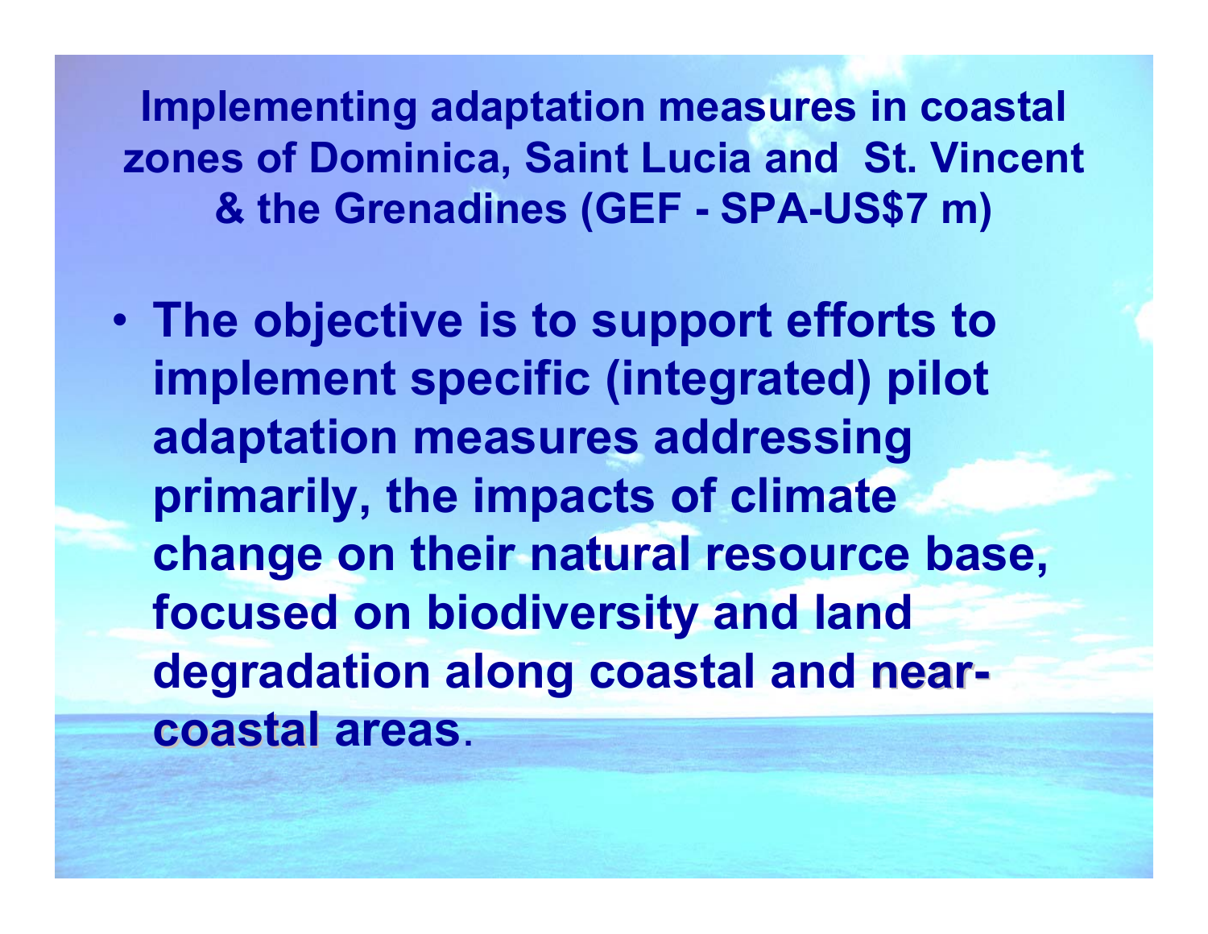## Implementing adaptation measures in coastal zones of Dominica, Saint Lucia and St. Vincent & the Grenadines (GEF - SPA-US$7 m)

- **The objective is to support efforts to implement specific (integrated) pilot adaptation measures addressing primarily, the impacts of climate change on their natural resource base, focused on biodiversity and land degradation along coastal and near-coastal areas.**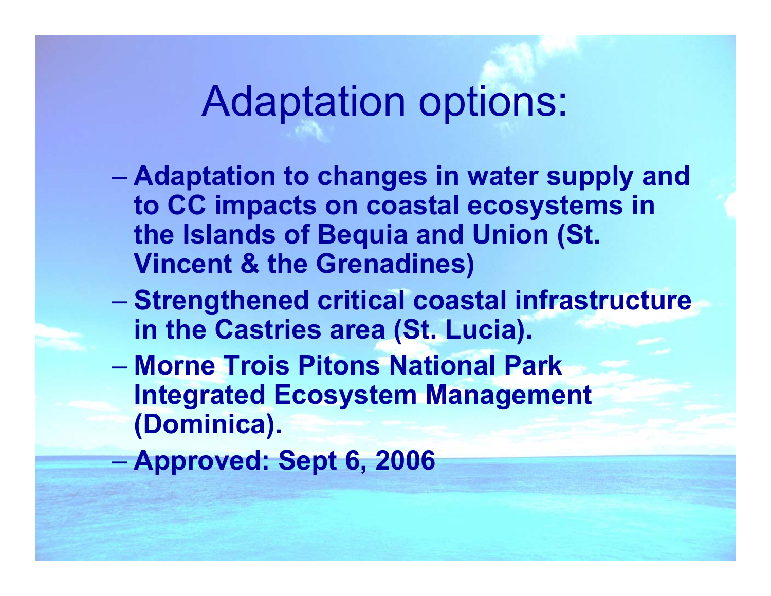# Adaptation options:

- **Adaptation to changes in water supply and to CC impacts on coastal ecosystems in the Islands of Bequia and Union (St. Vincent & the Grenadines)**
- **Strengthened critical coastal infrastructure in the Castries area (St. Lucia).**
- **Morne Trois Pitons National Park Integrated Ecosystem Management (Dominica).**
- **Approved: Sept 6, 2006**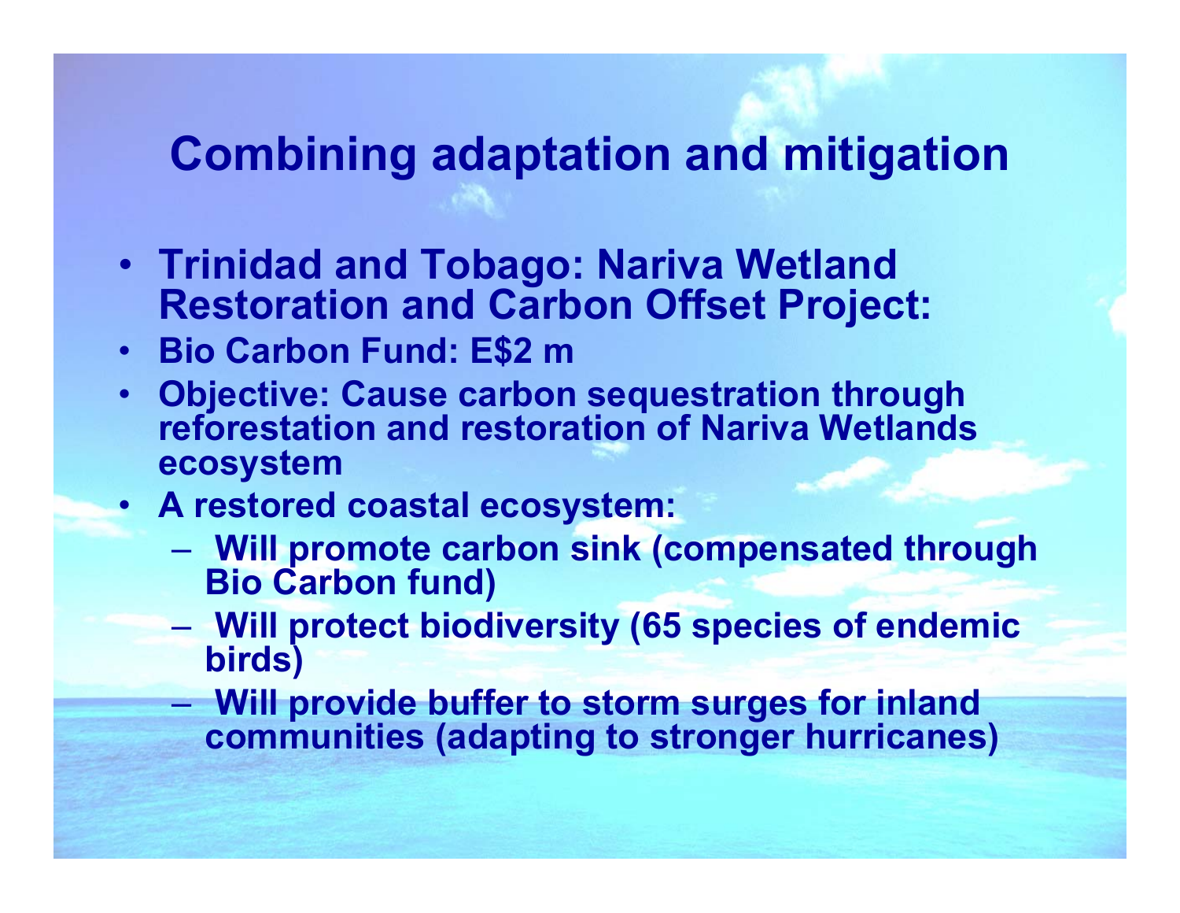# Combining adaptation and mitigation

- **Trinidad and Tobago: Nariva Wetland Restoration and Carbon Offset Project:**
- **Bio Carbon Fund: E$2 m**
- **Objective: Cause carbon sequestration through reforestation and restoration of Nariva Wetlands ecosystem**
- **A restored coastal ecosystem:**
  - **Will promote carbon sink (compensated through Bio Carbon fund)**
  - **Will protect biodiversity (65 species of endemic birds)**
  - **Will provide buffer to storm surges for inland communities (adapting to stronger hurricanes)**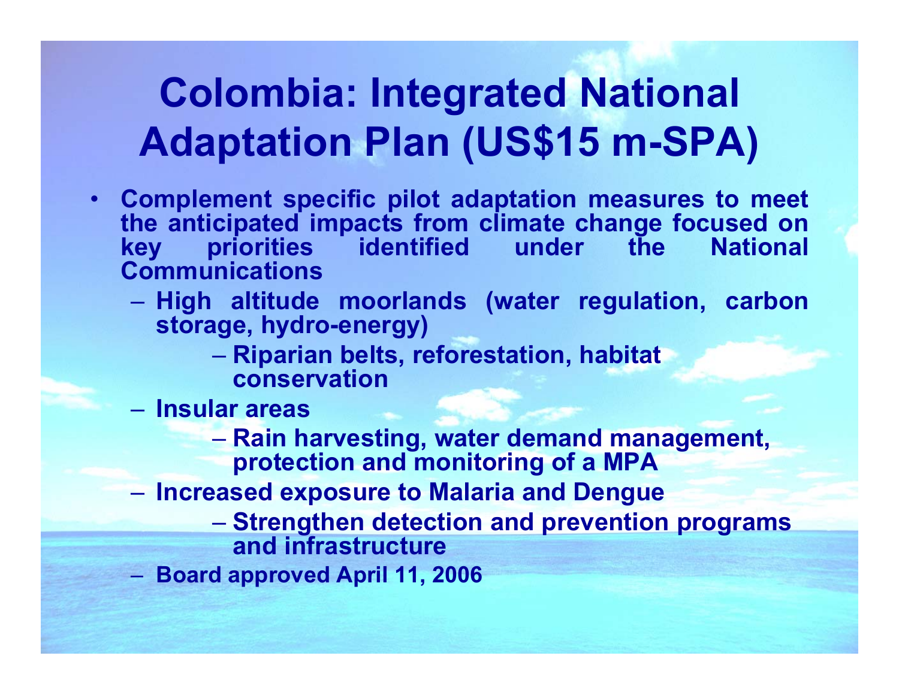# Colombia: Integrated National Adaptation Plan (US$15 m-SPA)

- Complement specific pilot adaptation measures to meet the anticipated impacts from climate change focused on key priorities identified under the National Communications
  - High altitude moorlands (water regulation, carbon storage, hydro-energy)
    - Riparian belts, reforestation, habitat conservation
  - Insular areas
    - Rain harvesting, water demand management, protection and monitoring of a MPA
  - Increased exposure to Malaria and Dengue
    - Strengthen detection and prevention programs and infrastructure
  - Board approved April 11, 2006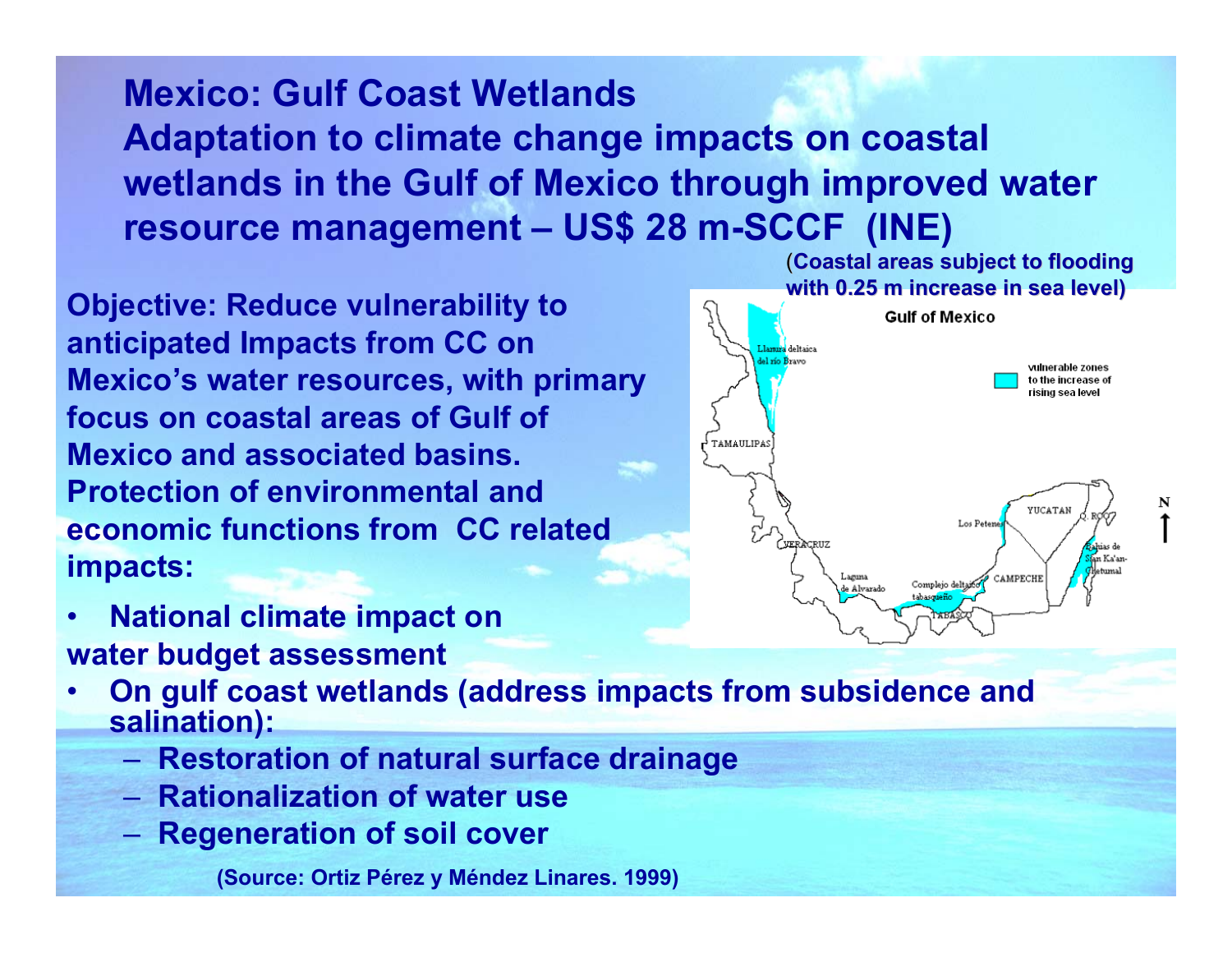# Mexico: Gulf Coast Wetlands

## Adaptation to climate change impacts on coastal wetlands in the Gulf of Mexico through improved water resource management – US$ 28 m-SCCF (INE)

(Coastal areas subject to flooding with 0.25 m increase in sea level)

**Objective: Reduce vulnerability to anticipated Impacts from CC on Mexico's water resources, with primary focus on coastal areas of Gulf of Mexico and associated basins. Protection of environmental and economic functions from CC related impacts:**

- **National climate impact on water budget assessment**
- **On gulf coast wetlands (address impacts from subsidence and salination):**
  - **Restoration of natural surface drainage**
  - **Rationalization of water use**
  - **Regeneration of soil cover**

(Source: Ortiz Pérez y Méndez Linares. 1999)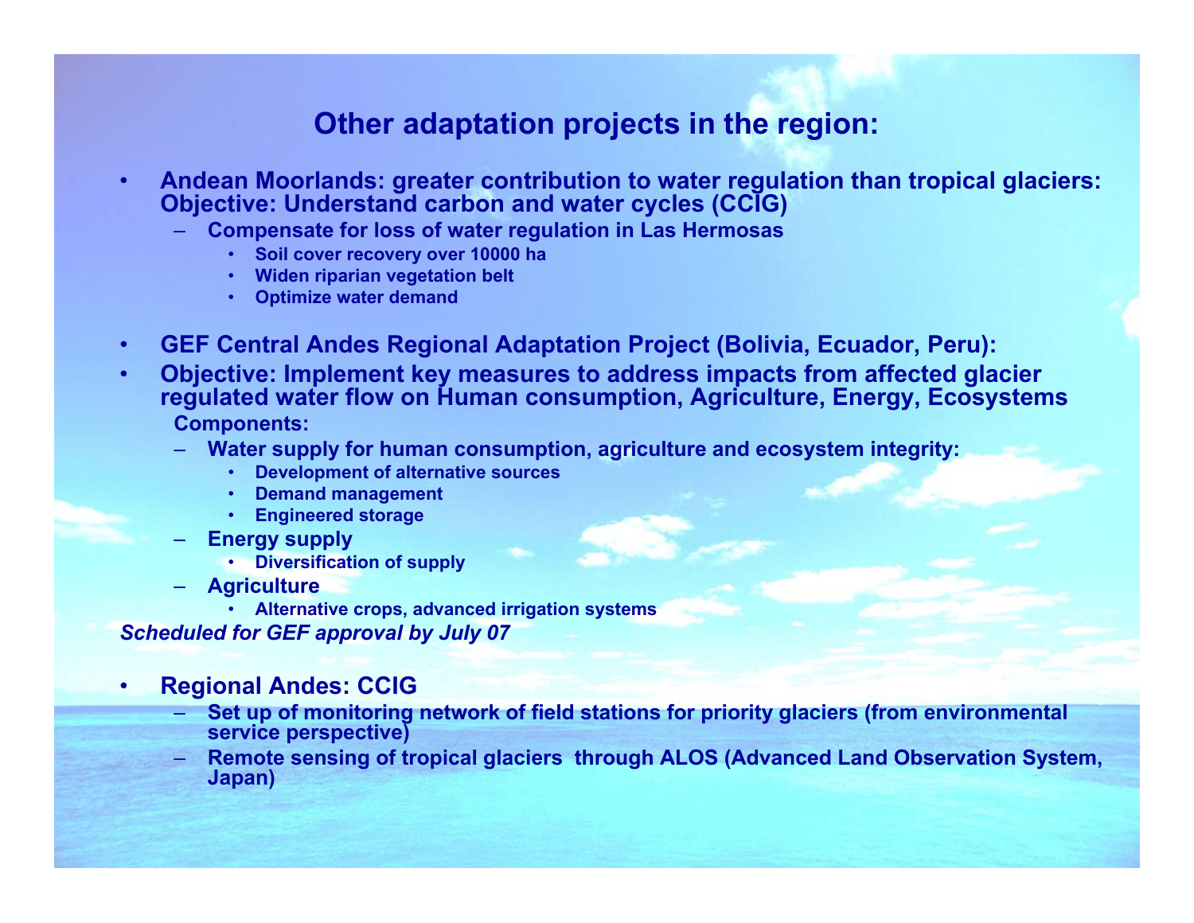## Other adaptation projects in the region:

- **Andean Moorlands: greater contribution to water regulation than tropical glaciers: Objective: Understand carbon and water cycles (CCIG)**
  - **Compensate for loss of water regulation in Las Hermosas**
    - **Soil cover recovery over 10000 ha**
    - **Widen riparian vegetation belt**
    - **Optimize water demand**

- **GEF Central Andes Regional Adaptation Project (Bolivia, Ecuador, Peru):**
- **Objective: Implement key measures to address impacts from affected glacier regulated water flow on Human consumption, Agriculture, Energy, Ecosystems**

  **Components:**
  - **Water supply for human consumption, agriculture and ecosystem integrity:**
    - **Development of alternative sources**
    - **Demand management**
    - **Engineered storage**
  - **Energy supply**
    - **Diversification of supply**
  - **Agriculture**
    - **Alternative crops, advanced irrigation systems**

***Scheduled for GEF approval by July 07***

- **Regional Andes: CCIG**
  - **Set up of monitoring network of field stations for priority glaciers (from environmental service perspective)**
  - **Remote sensing of tropical glaciers through ALOS (Advanced Land Observation System, Japan)**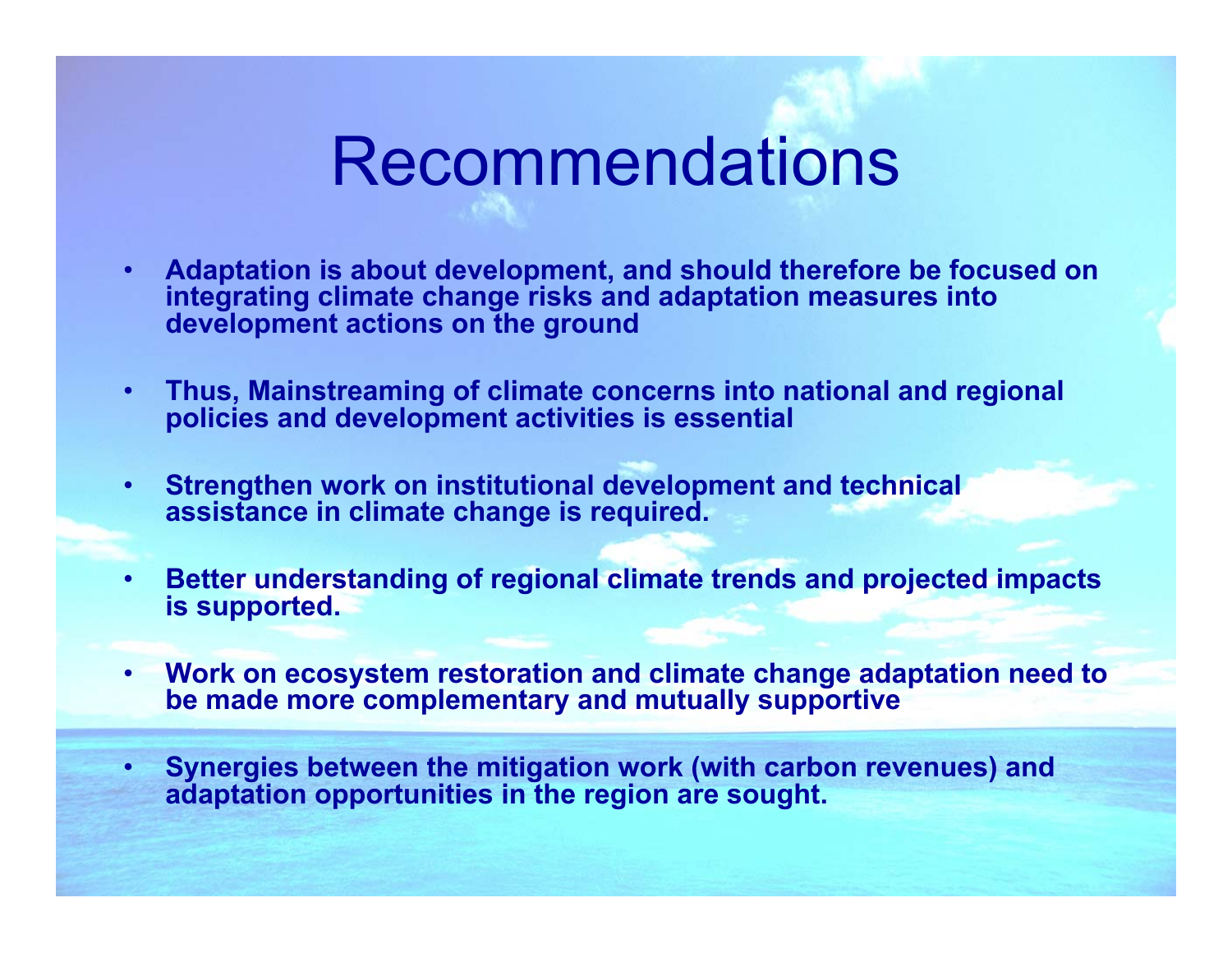# Recommendations

- **Adaptation is about development, and should therefore be focused on integrating climate change risks and adaptation measures into development actions on the ground**
- **Thus, Mainstreaming of climate concerns into national and regional policies and development activities is essential**
- **Strengthen work on institutional development and technical assistance in climate change is required.**
- **Better understanding of regional climate trends and projected impacts is supported.**
- **Work on ecosystem restoration and climate change adaptation need to be made more complementary and mutually supportive**
- **Synergies between the mitigation work (with carbon revenues) and adaptation opportunities in the region are sought.**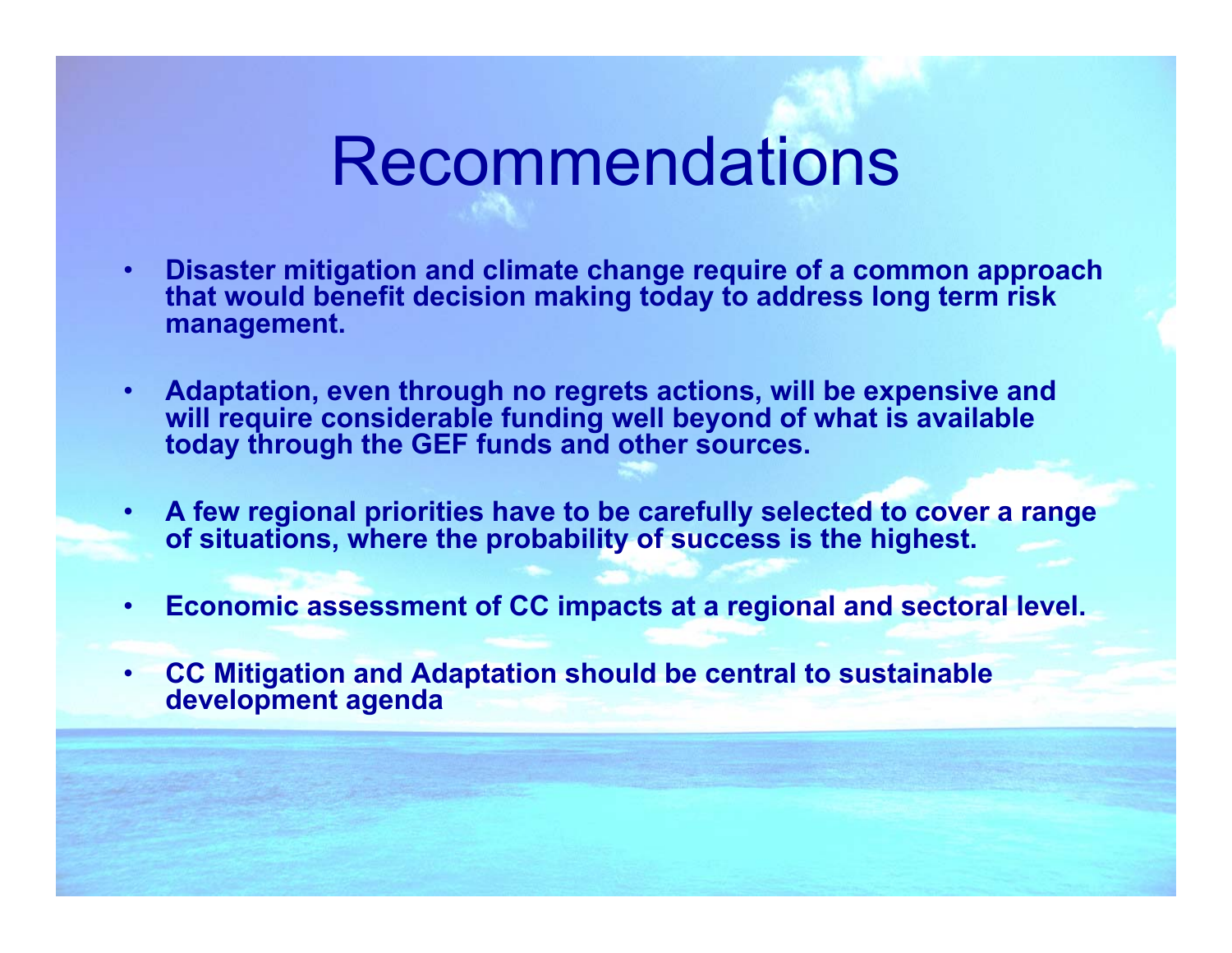# Recommendations

- **Disaster mitigation and climate change require of a common approach that would benefit decision making today to address long term risk management.**

- **Adaptation, even through no regrets actions, will be expensive and will require considerable funding well beyond of what is available today through the GEF funds and other sources.**

- **A few regional priorities have to be carefully selected to cover a range of situations, where the probability of success is the highest.**

- **Economic assessment of CC impacts at a regional and sectoral level.**

- **CC Mitigation and Adaptation should be central to sustainable development agenda**